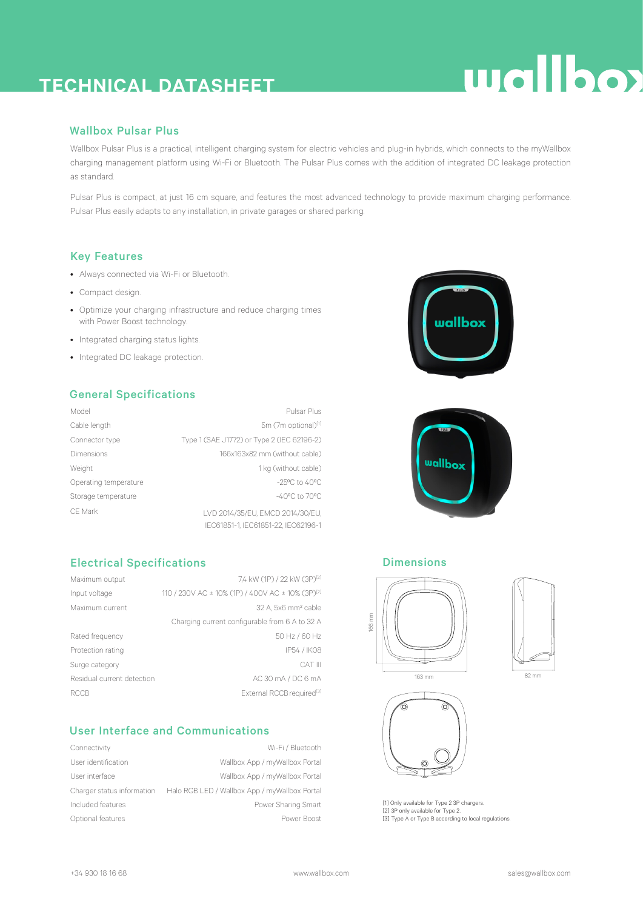# TECHNICAL DATASHEET

## Wallbox Pulsar Plus

Wallbox Pulsar Plus is a practical, intelligent charging system for electric vehicles and plug-in hybrids, which connects to the myWallbox charging management platform using Wi-Fi or Bluetooth. The Pulsar Plus comes with the addition of integrated DC leakage protection as standard.

Pulsar Plus is compact, at just 16 cm square, and features the most advanced technology to provide maximum charging performance. Pulsar Plus easily adapts to any installation, in private garages or shared parking.

## Key Features

- Always connected via Wi-Fi or Bluetooth.
- Compact design.
- Optimize your charging infrastructure and reduce charging times with Power Boost technology.
- Integrated charging status lights.
- Integrated DC leakage protection.

## General Specifications

| | |
|---|---|
| Model | Pulsar Plus |
| Cable length | 5m (7m optional)[1] |
| Connector type | Type 1 (SAE J1772) or Type 2 (IEC 62196-2) |
| Dimensions | 166x163x82 mm (without cable) |
| Weight | 1 kg (without cable) |
| Operating temperature | -25ºC to 40ºC |
| Storage temperature | -40ºC to 70ºC |
| CE Mark | LVD 2014/35/EU, EMCD 2014/30/EU, IEC61851-1, IEC61851-22, IEC62196-1 |

## Electrical Specifications

| | |
|---|---|
| Maximum output | 7,4 kW (1P) / 22 kW (3P)[2] |
| Input voltage | 110 / 230V AC ± 10% (1P) / 400V AC ± 10% (3P)[2] |
| Maximum current | 32 A, 5x6 mm² cable |
| | Charging current configurable from 6 A to 32 A |
| Rated frequency | 50 Hz / 60 Hz |
| Protection rating | IP54 / IK08 |
| Surge category | CAT III |
| Residual current detection | AC 30 mA / DC 6 mA |
| RCCB | External RCCB required[3] |

## User Interface and Communications

| | |
|---|---|
| Connectivity | Wi-Fi / Bluetooth |
| User identification | Wallbox App / myWallbox Portal |
| User interface | Wallbox App / myWallbox Portal |
| Charger status information | Halo RGB LED / Wallbox App / myWallbox Portal |
| Included features | Power Sharing Smart |
| Optional features | Power Boost |

## Dimensions

166 mm

163 mm

82 mm

[1] Only available for Type 2 3P chargers.
[2] 3P only available for Type 2.
[3] Type A or Type B according to local regulations.

+34 930 18 16 68 www.wallbox.com sales@wallbox.com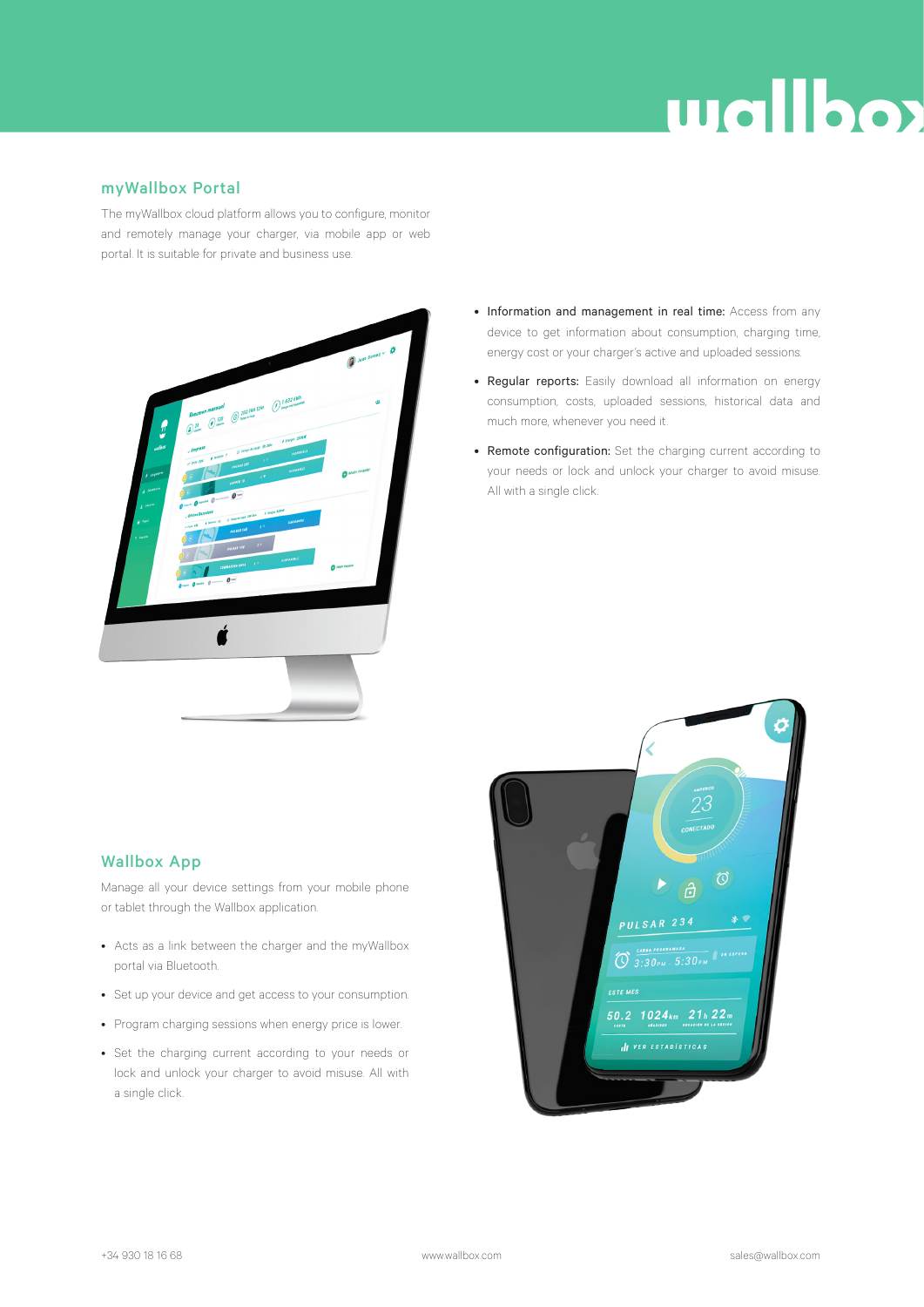## myWallbox Portal

The myWallbox cloud platform allows you to configure, monitor and remotely manage your charger, via mobile app or web portal. It is suitable for private and business use.

- Information and management in real time: Access from any device to get information about consumption, charging time, energy cost or your charger's active and uploaded sessions.
- Regular reports: Easily download all information on energy consumption, costs, uploaded sessions, historical data and much more, whenever you need it.
- Remote configuration: Set the charging current according to your needs or lock and unlock your charger to avoid misuse. All with a single click.

## Wallbox App

Manage all your device settings from your mobile phone or tablet through the Wallbox application.

- Acts as a link between the charger and the myWallbox portal via Bluetooth.
- Set up your device and get access to your consumption.
- Program charging sessions when energy price is lower.
- Set the charging current according to your needs or lock and unlock your charger to avoid misuse. All with a single click.

+34 930 18 16 68 www.wallbox.com sales@wallbox.com